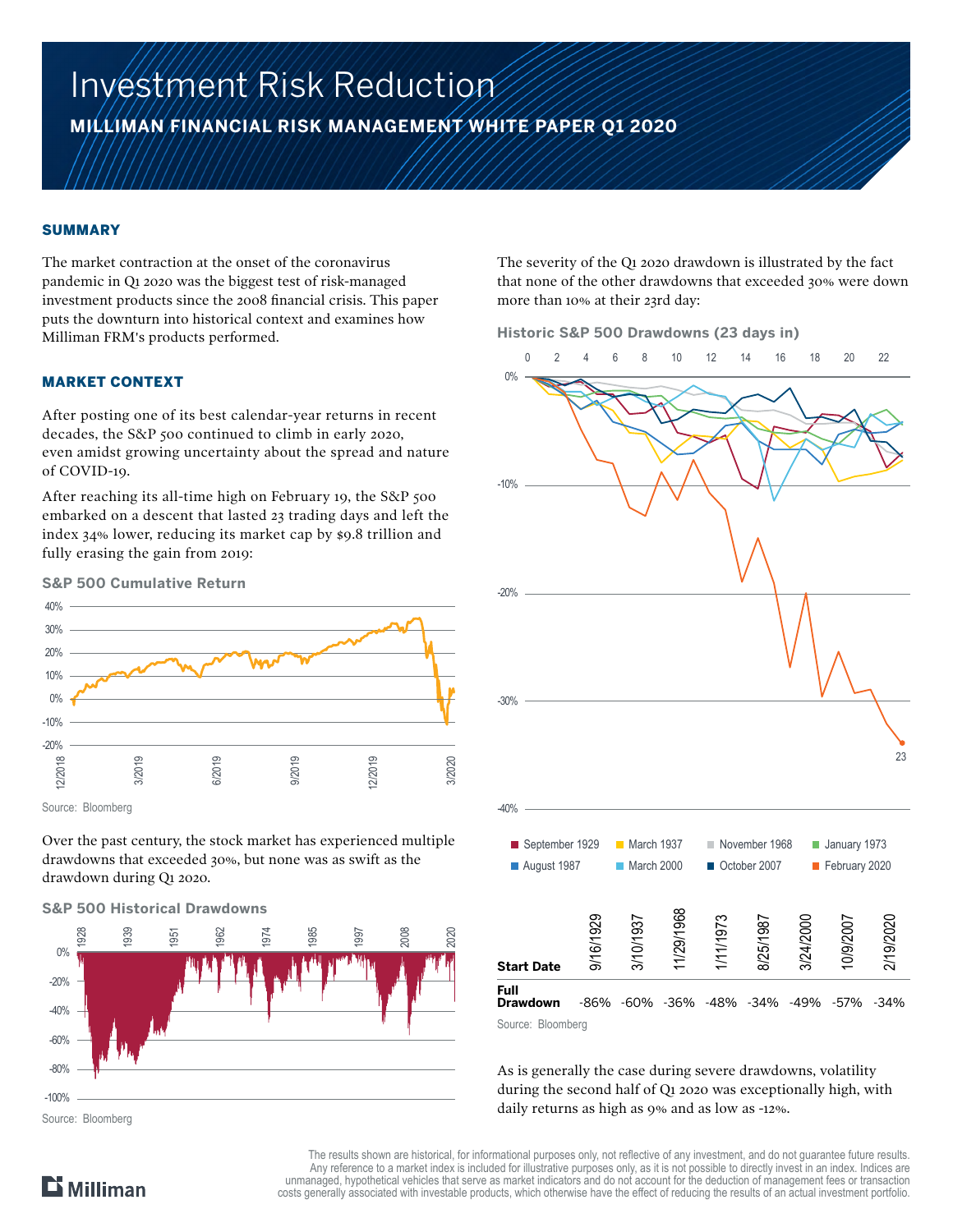# Investment Risk Reduction

**MILLIMAN FINANCIAL RISK MANAGEMENT WHITE PAPER Q1 2020**

## SUMMARY

The market contraction at the onset of the coronavirus pandemic in Q1 2020 was the biggest test of risk-managed investment products since the 2008 financial crisis. This paper puts the downturn into historical context and examines how Milliman FRM's products performed.

## MARKET CONTEXT

After posting one of its best calendar-year returns in recent decades, the S&P 500 continued to climb in early 2020, even amidst growing uncertainty about the spread and nature of COVID-19.

After reaching its all-time high on February 19, the S&P 500 embarked on a descent that lasted 23 trading days and left the index 34% lower, reducing its market cap by $9.8 trillion and fully erasing the gain from 2019:

**S&P 500 Cumulative Return**

Source: Bloomberg

Over the past century, the stock market has experienced multiple drawdowns that exceeded 30%, but none was as swift as the drawdown during Q1 2020.

**S&P 500 Historical Drawdowns**

Source: Bloomberg

The severity of the Q1 2020 drawdown is illustrated by the fact that none of the other drawdowns that exceeded 30% were down more than 10% at their 23rd day:

**Historic S&P 500 Drawdowns (23 days in)**

| Start Date | 9/16/1929 | 3/10/1937 | 11/29/1968 | 1/11/1973 | 8/25/1987 | 3/24/2000 | 10/9/2007 | 2/19/2020 |
|---|---|---|---|---|---|---|---|---|
| Full Drawdown | -86% | -60% | -36% | -48% | -34% | -49% | -57% | -34% |

Source: Bloomberg

As is generally the case during severe drawdowns, volatility during the second half of Q1 2020 was exceptionally high, with daily returns as high as 9% and as low as -12%.

The results shown are historical, for informational purposes only, not reflective of any investment, and do not guarantee future results. Any reference to a market index is included for illustrative purposes only, as it is not possible to directly invest in an index. Indices are unmanaged, hypothetical vehicles that serve as market indicators and do not account for the deduction of management fees or transaction costs generally associated with investable products, which otherwise have the effect of reducing the results of an actual investment portfolio.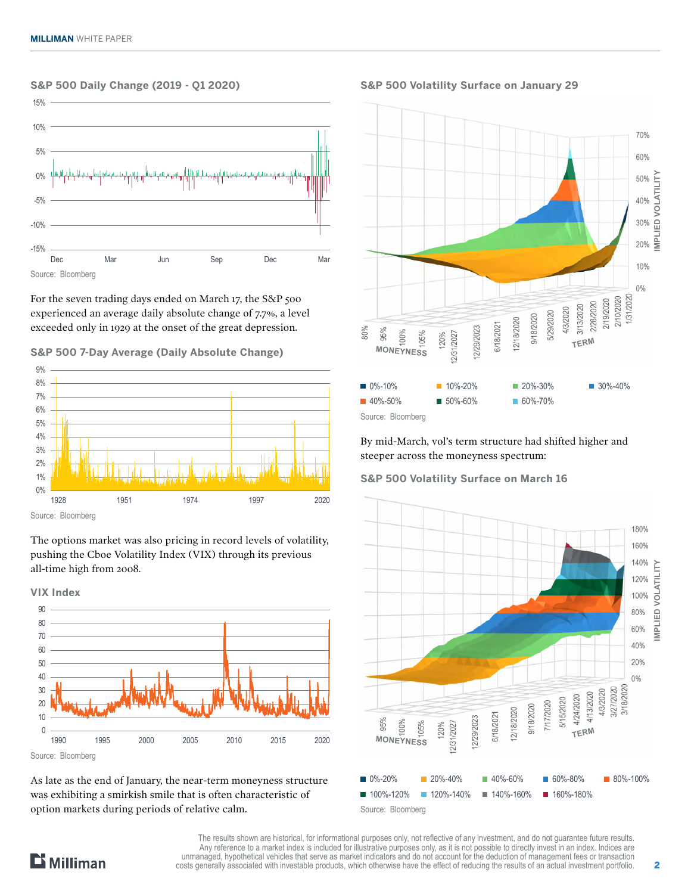### S&P 500 Daily Change (2019 - Q1 2020)

Source: Bloomberg

For the seven trading days ended on March 17, the S&P 500 experienced an average daily absolute change of 7.7%, a level exceeded only in 1929 at the onset of the great depression.

### S&P 500 7-Day Average (Daily Absolute Change)

Source: Bloomberg

The options market was also pricing in record levels of volatility, pushing the Cboe Volatility Index (VIX) through its previous all-time high from 2008.

### VIX Index

Source: Bloomberg

As late as the end of January, the near-term moneyness structure was exhibiting a smirkish smile that is often characteristic of option markets during periods of relative calm.

### S&P 500 Volatility Surface on January 29

Source: Bloomberg

By mid-March, vol's term structure had shifted higher and steeper across the moneyness spectrum:

### S&P 500 Volatility Surface on March 16

Source: Bloomberg

The results shown are historical, for informational purposes only, not reflective of any investment, and do not guarantee future results. Any reference to a market index is included for illustrative purposes only, as it is not possible to directly invest in an index. Indices are unmanaged, hypothetical vehicles that serve as market indicators and do not account for the deduction of management fees or transaction costs generally associated with investable products, which otherwise have the effect of reducing the results of an actual investment portfolio.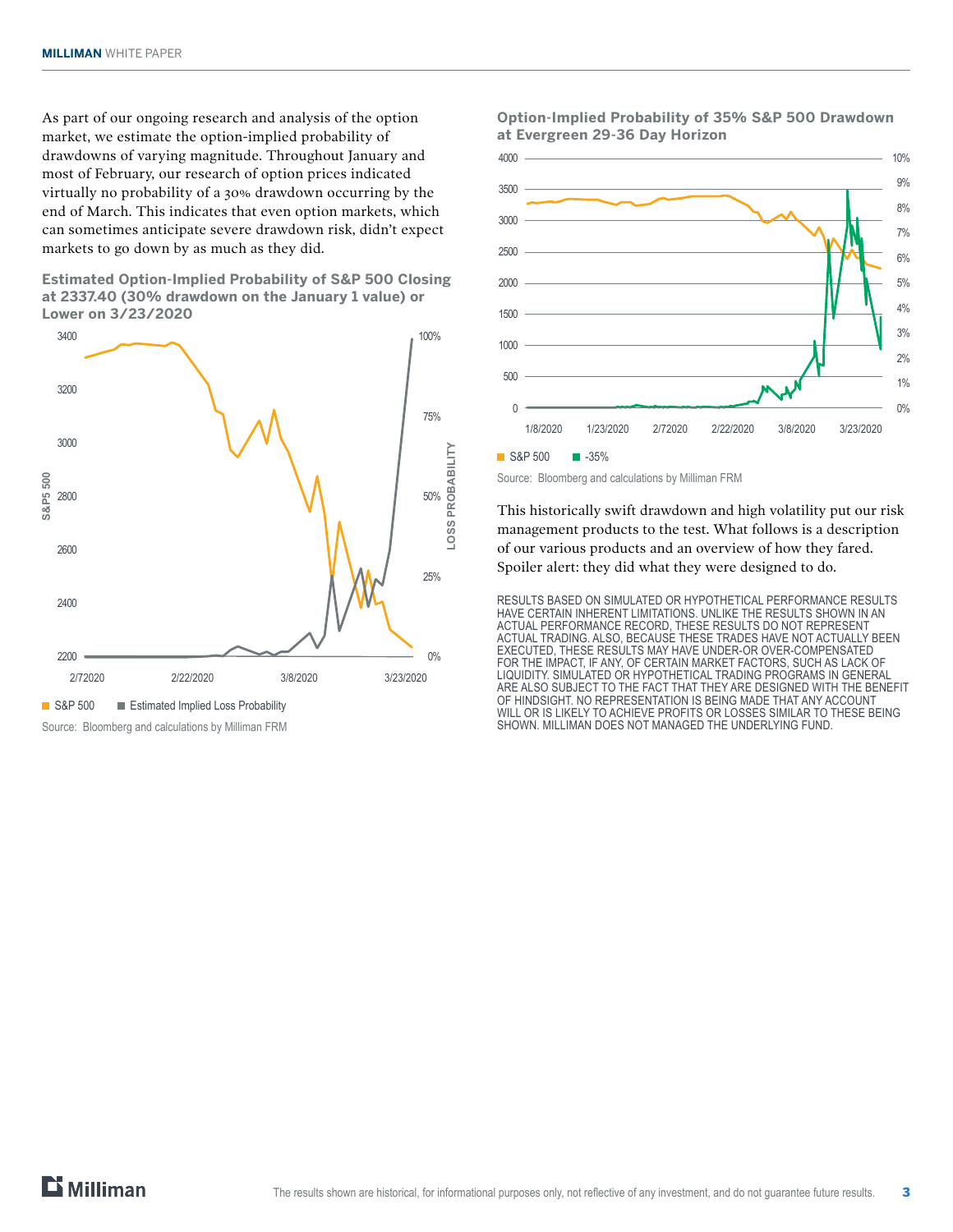As part of our ongoing research and analysis of the option market, we estimate the option-implied probability of drawdowns of varying magnitude. Throughout January and most of February, our research of option prices indicated virtually no probability of a 30% drawdown occurring by the end of March. This indicates that even option markets, which can sometimes anticipate severe drawdown risk, didn't expect markets to go down by as much as they did.

**Estimated Option-Implied Probability of S&P 500 Closing at 2337.40 (30% drawdown on the January 1 value) or Lower on 3/23/2020**

Source: Bloomberg and calculations by Milliman FRM

**Option-Implied Probability of 35% S&P 500 Drawdown at Evergreen 29-36 Day Horizon**

Source: Bloomberg and calculations by Milliman FRM

This historically swift drawdown and high volatility put our risk management products to the test. What follows is a description of our various products and an overview of how they fared. Spoiler alert: they did what they were designed to do.

RESULTS BASED ON SIMULATED OR HYPOTHETICAL PERFORMANCE RESULTS HAVE CERTAIN INHERENT LIMITATIONS. UNLIKE THE RESULTS SHOWN IN AN ACTUAL PERFORMANCE RECORD, THESE RESULTS DO NOT REPRESENT ACTUAL TRADING. ALSO, BECAUSE THESE TRADES HAVE NOT ACTUALLY BEEN EXECUTED, THESE RESULTS MAY HAVE UNDER-OR OVER-COMPENSATED FOR THE IMPACT, IF ANY, OF CERTAIN MARKET FACTORS, SUCH AS LACK OF LIQUIDITY. SIMULATED OR HYPOTHETICAL TRADING PROGRAMS IN GENERAL ARE ALSO SUBJECT TO THE FACT THAT THEY ARE DESIGNED WITH THE BENEFIT OF HINDSIGHT. NO REPRESENTATION IS BEING MADE THAT ANY ACCOUNT WILL OR IS LIKELY TO ACHIEVE PROFITS OR LOSSES SIMILAR TO THESE BEING SHOWN. MILLIMAN DOES NOT MANAGED THE UNDERLYING FUND.

The results shown are historical, for informational purposes only, not reflective of any investment, and do not guarantee future results.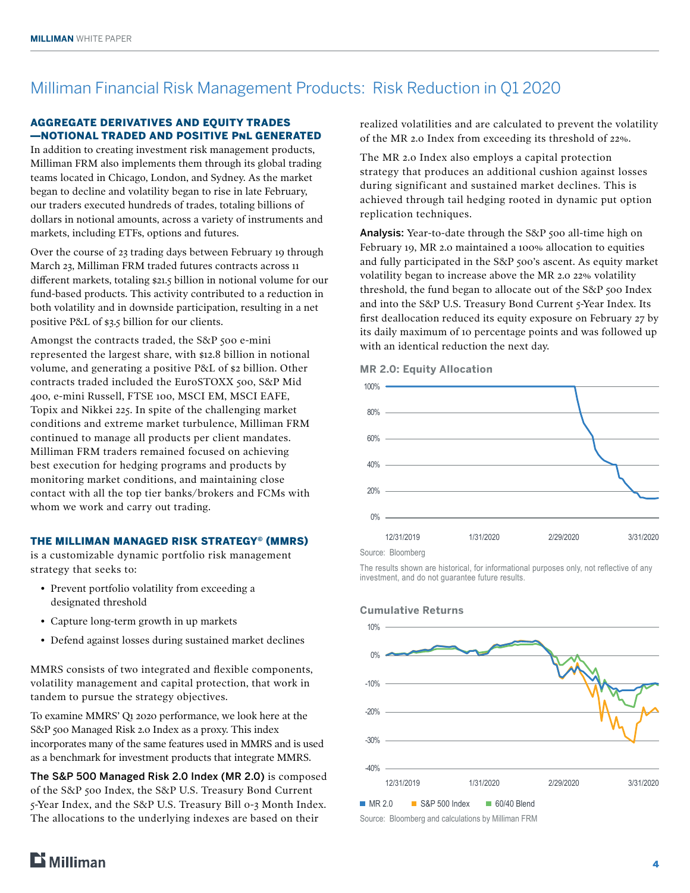## Milliman Financial Risk Management Products: Risk Reduction in Q1 2020

### AGGREGATE DERIVATIVES AND EQUITY TRADES —NOTIONAL TRADED AND POSITIVE PnL GENERATED

In addition to creating investment risk management products, Milliman FRM also implements them through its global trading teams located in Chicago, London, and Sydney. As the market began to decline and volatility began to rise in late February, our traders executed hundreds of trades, totaling billions of dollars in notional amounts, across a variety of instruments and markets, including ETFs, options and futures.

Over the course of 23 trading days between February 19 through March 23, Milliman FRM traded futures contracts across 11 different markets, totaling $21.5 billion in notional volume for our fund-based products. This activity contributed to a reduction in both volatility and in downside participation, resulting in a net positive P&L of $3.5 billion for our clients.

Amongst the contracts traded, the S&P 500 e-mini represented the largest share, with $12.8 billion in notional volume, and generating a positive P&L of $2 billion. Other contracts traded included the EuroSTOXX 500, S&P Mid 400, e-mini Russell, FTSE 100, MSCI EM, MSCI EAFE, Topix and Nikkei 225. In spite of the challenging market conditions and extreme market turbulence, Milliman FRM continued to manage all products per client mandates. Milliman FRM traders remained focused on achieving best execution for hedging programs and products by monitoring market conditions, and maintaining close contact with all the top tier banks/brokers and FCMs with whom we work and carry out trading.

**THE MILLIMAN MANAGED RISK STRATEGY© (MMRS)** is a customizable dynamic portfolio risk management strategy that seeks to:

- Prevent portfolio volatility from exceeding a designated threshold
- Capture long-term growth in up markets
- Defend against losses during sustained market declines

MMRS consists of two integrated and flexible components, volatility management and capital protection, that work in tandem to pursue the strategy objectives.

To examine MMRS' Q1 2020 performance, we look here at the S&P 500 Managed Risk 2.0 Index as a proxy. This index incorporates many of the same features used in MMRS and is used as a benchmark for investment products that integrate MMRS.

**The S&P 500 Managed Risk 2.0 Index (MR 2.0)** is composed of the S&P 500 Index, the S&P U.S. Treasury Bond Current 5-Year Index, and the S&P U.S. Treasury Bill 0-3 Month Index. The allocations to the underlying indexes are based on their realized volatilities and are calculated to prevent the volatility of the MR 2.0 Index from exceeding its threshold of 22%.

The MR 2.0 Index also employs a capital protection strategy that produces an additional cushion against losses during significant and sustained market declines. This is achieved through tail hedging rooted in dynamic put option replication techniques.

**Analysis:** Year-to-date through the S&P 500 all-time high on February 19, MR 2.0 maintained a 100% allocation to equities and fully participated in the S&P 500's ascent. As equity market volatility began to increase above the MR 2.0 22% volatility threshold, the fund began to allocate out of the S&P 500 Index and into the S&P U.S. Treasury Bond Current 5-Year Index. Its first deallocation reduced its equity exposure on February 27 by its daily maximum of 10 percentage points and was followed up with an identical reduction the next day.

**MR 2.0: Equity Allocation**

Source: Bloomberg

The results shown are historical, for informational purposes only, not reflective of any investment, and do not guarantee future results.

**Cumulative Returns**

MR 2.0 | S&P 500 Index | 60/40 Blend

Source: Bloomberg and calculations by Milliman FRM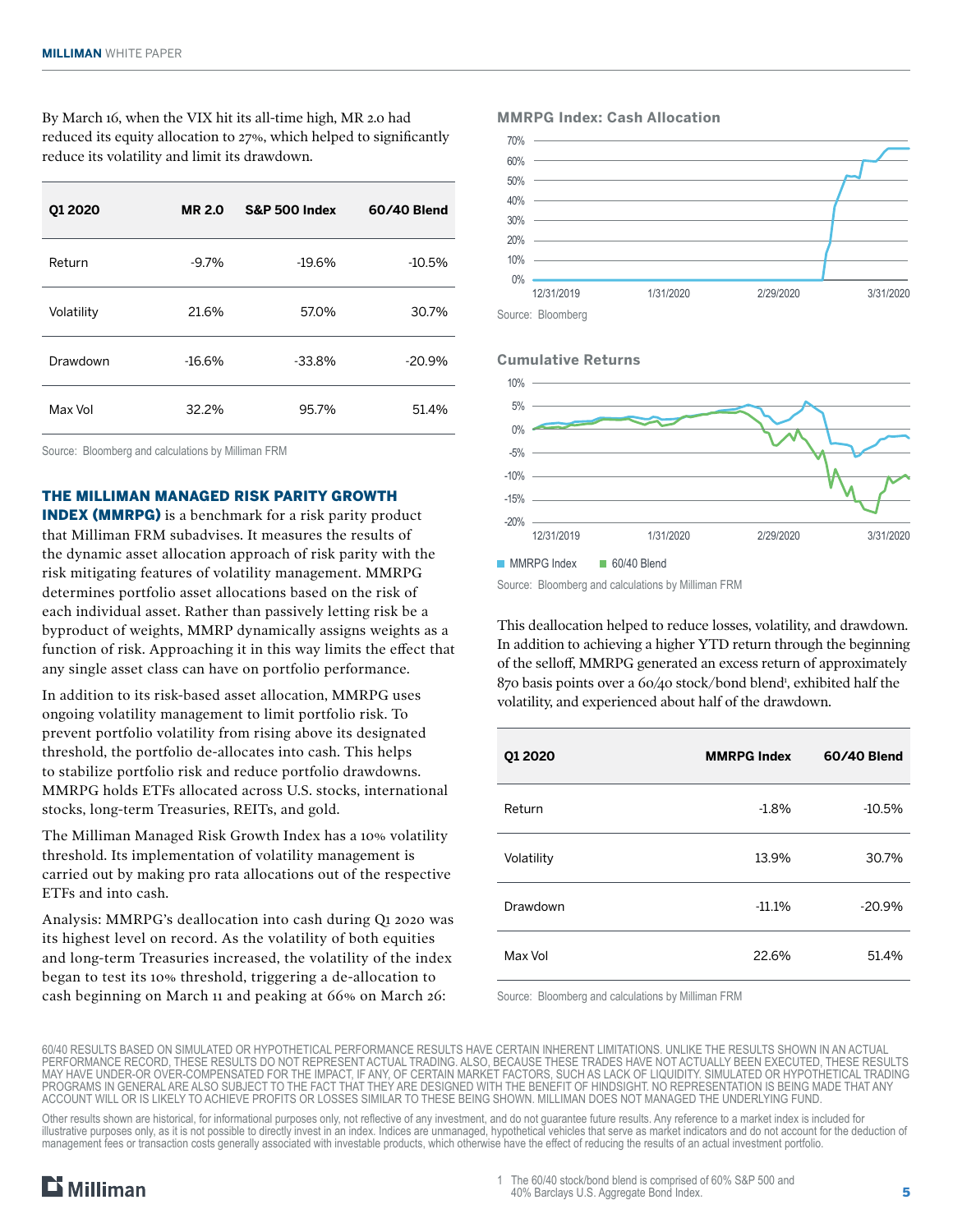By March 16, when the VIX hit its all-time high, MR 2.0 had reduced its equity allocation to 27%, which helped to significantly reduce its volatility and limit its drawdown.

| Q1 2020 | MR 2.0 | S&P 500 Index | 60/40 Blend |
|---|---|---|---|
| Return | -9.7% | -19.6% | -10.5% |
| Volatility | 21.6% | 57.0% | 30.7% |
| Drawdown | -16.6% | -33.8% | -20.9% |
| Max Vol | 32.2% | 95.7% | 51.4% |

Source: Bloomberg and calculations by Milliman FRM

**THE MILLIMAN MANAGED RISK PARITY GROWTH INDEX (MMRPG)** is a benchmark for a risk parity product that Milliman FRM subadvises. It measures the results of the dynamic asset allocation approach of risk parity with the risk mitigating features of volatility management. MMRPG determines portfolio asset allocations based on the risk of each individual asset. Rather than passively letting risk be a byproduct of weights, MMRP dynamically assigns weights as a function of risk. Approaching it in this way limits the effect that any single asset class can have on portfolio performance.

In addition to its risk-based asset allocation, MMRPG uses ongoing volatility management to limit portfolio risk. To prevent portfolio volatility from rising above its designated threshold, the portfolio de-allocates into cash. This helps to stabilize portfolio risk and reduce portfolio drawdowns. MMRPG holds ETFs allocated across U.S. stocks, international stocks, long-term Treasuries, REITs, and gold.

The Milliman Managed Risk Growth Index has a 10% volatility threshold. Its implementation of volatility management is carried out by making pro rata allocations out of the respective ETFs and into cash.

Analysis: MMRPG's deallocation into cash during Q1 2020 was its highest level on record. As the volatility of both equities and long-term Treasuries increased, the volatility of the index began to test its 10% threshold, triggering a de-allocation to cash beginning on March 11 and peaking at 66% on March 26:

**MMRPG Index: Cash Allocation**

Source: Bloomberg

**Cumulative Returns**

MMRPG Index · 60/40 Blend

Source: Bloomberg and calculations by Milliman FRM

This deallocation helped to reduce losses, volatility, and drawdown. In addition to achieving a higher YTD return through the beginning of the selloff, MMRPG generated an excess return of approximately 870 basis points over a 60/40 stock/bond blend[1], exhibited half the volatility, and experienced about half of the drawdown.

| Q1 2020 | MMRPG Index | 60/40 Blend |
|---|---|---|
| Return | -1.8% | -10.5% |
| Volatility | 13.9% | 30.7% |
| Drawdown | -11.1% | -20.9% |
| Max Vol | 22.6% | 51.4% |

Source: Bloomberg and calculations by Milliman FRM

60/40 RESULTS BASED ON SIMULATED OR HYPOTHETICAL PERFORMANCE RESULTS HAVE CERTAIN INHERENT LIMITATIONS. UNLIKE THE RESULTS SHOWN IN AN ACTUAL PERFORMANCE RECORD, THESE RESULTS DO NOT REPRESENT ACTUAL TRADING. ALSO, BECAUSE THESE TRADES HAVE NOT ACTUALLY BEEN EXECUTED, THESE RESULTS MAY HAVE UNDER-OR OVER-COMPENSATED FOR THE IMPACT, IF ANY, OF CERTAIN MARKET FACTORS, SUCH AS LACK OF LIQUIDITY. SIMULATED OR HYPOTHETICAL TRADING PROGRAMS IN GENERAL ARE ALSO SUBJECT TO THE FACT THAT THEY ARE DESIGNED WITH THE BENEFIT OF HINDSIGHT. NO REPRESENTATION IS BEING MADE THAT ANY ACCOUNT WILL OR IS LIKELY TO ACHIEVE PROFITS OR LOSSES SIMILAR TO THESE BEING SHOWN. MILLIMAN DOES NOT MANAGED THE UNDERLYING FUND.

Other results shown are historical, for informational purposes only, not reflective of any investment, and do not guarantee future results. Any reference to a market index is included for illustrative purposes only, as it is not possible to directly invest in an index. Indices are unmanaged, hypothetical vehicles that serve as market indicators and do not account for the deduction of management fees or transaction costs generally associated with investable products, which otherwise have the effect of reducing the results of an actual investment portfolio.

1 The 60/40 stock/bond blend is comprised of 60% S&P 500 and 40% Barclays U.S. Aggregate Bond Index.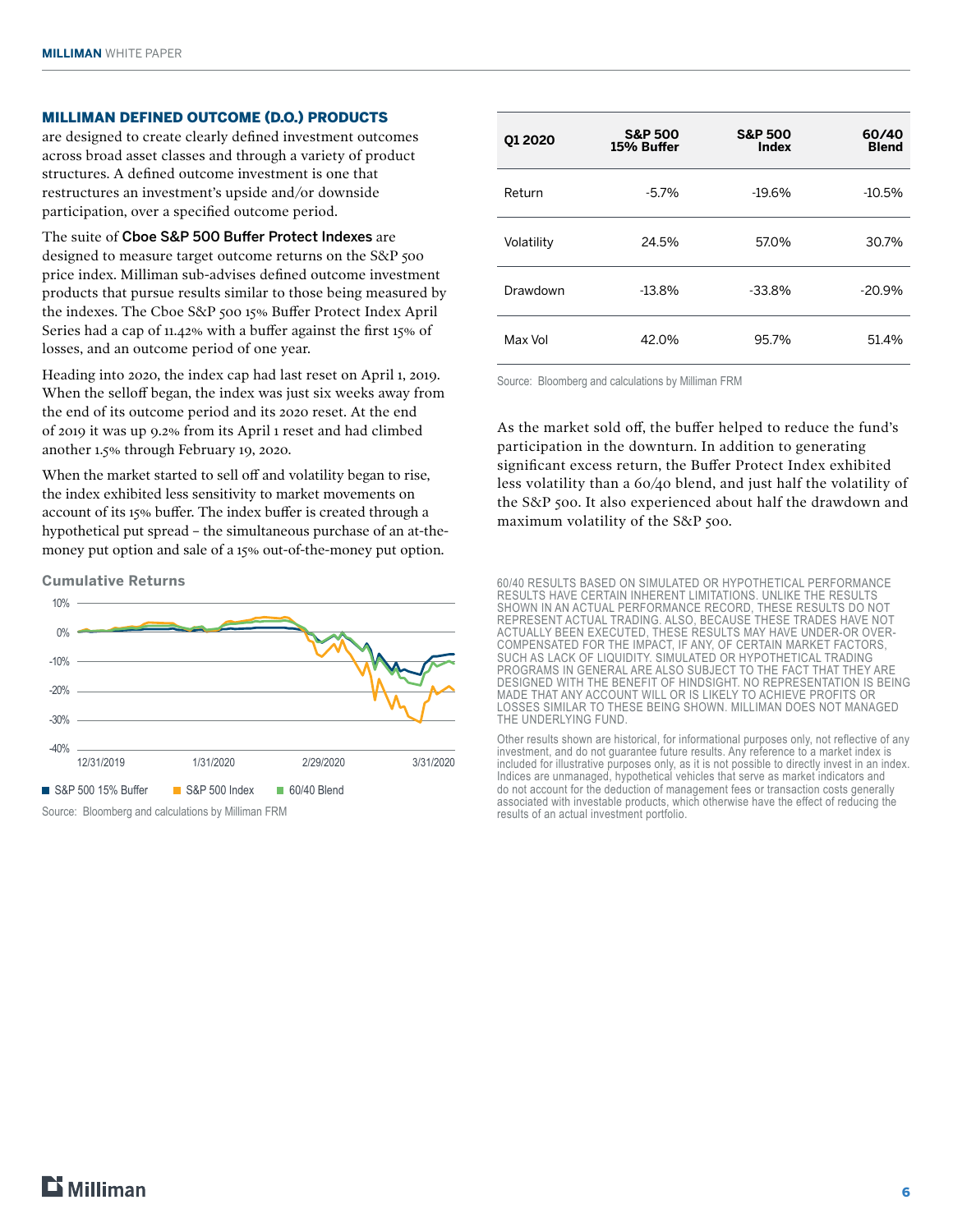**MILLIMAN DEFINED OUTCOME (D.O.) PRODUCTS** are designed to create clearly defined investment outcomes across broad asset classes and through a variety of product structures. A defined outcome investment is one that restructures an investment's upside and/or downside participation, over a specified outcome period.

The suite of Cboe S&P 500 Buffer Protect Indexes are designed to measure target outcome returns on the S&P 500 price index. Milliman sub-advises defined outcome investment products that pursue results similar to those being measured by the indexes. The Cboe S&P 500 15% Buffer Protect Index April Series had a cap of 11.42% with a buffer against the first 15% of losses, and an outcome period of one year.

Heading into 2020, the index cap had last reset on April 1, 2019. When the selloff began, the index was just six weeks away from the end of its outcome period and its 2020 reset. At the end of 2019 it was up 9.2% from its April 1 reset and had climbed another 1.5% through February 19, 2020.

When the market started to sell off and volatility began to rise, the index exhibited less sensitivity to market movements on account of its 15% buffer. The index buffer is created through a hypothetical put spread – the simultaneous purchase of an at-the-money put option and sale of a 15% out-of-the-money put option.

**Cumulative Returns**

Legend: S&P 500 15% Buffer, S&P 500 Index, 60/40 Blend

Source: Bloomberg and calculations by Milliman FRM

| Q1 2020 | S&P 500 15% Buffer | S&P 500 Index | 60/40 Blend |
|---|---|---|---|
| Return | -5.7% | -19.6% | -10.5% |
| Volatility | 24.5% | 57.0% | 30.7% |
| Drawdown | -13.8% | -33.8% | -20.9% |
| Max Vol | 42.0% | 95.7% | 51.4% |

Source: Bloomberg and calculations by Milliman FRM

As the market sold off, the buffer helped to reduce the fund's participation in the downturn. In addition to generating significant excess return, the Buffer Protect Index exhibited less volatility than a 60/40 blend, and just half the volatility of the S&P 500. It also experienced about half the drawdown and maximum volatility of the S&P 500.

60/40 RESULTS BASED ON SIMULATED OR HYPOTHETICAL PERFORMANCE RESULTS HAVE CERTAIN INHERENT LIMITATIONS. UNLIKE THE RESULTS SHOWN IN AN ACTUAL PERFORMANCE RECORD, THESE RESULTS DO NOT REPRESENT ACTUAL TRADING. ALSO, BECAUSE THESE TRADES HAVE NOT ACTUALLY BEEN EXECUTED, THESE RESULTS MAY HAVE UNDER-OR OVER-COMPENSATED FOR THE IMPACT, IF ANY, OF CERTAIN MARKET FACTORS, SUCH AS LACK OF LIQUIDITY. SIMULATED OR HYPOTHETICAL TRADING PROGRAMS IN GENERAL ARE ALSO SUBJECT TO THE FACT THAT THEY ARE DESIGNED WITH THE BENEFIT OF HINDSIGHT. NO REPRESENTATION IS BEING MADE THAT ANY ACCOUNT WILL OR IS LIKELY TO ACHIEVE PROFITS OR LOSSES SIMILAR TO THESE BEING SHOWN. MILLIMAN DOES NOT MANAGED THE UNDERLYING FUND.

Other results shown are historical, for informational purposes only, not reflective of any investment, and do not guarantee future results. Any reference to a market index is included for illustrative purposes only, as it is not possible to directly invest in an index. Indices are unmanaged, hypothetical vehicles that serve as market indicators and do not account for the deduction of management fees or transaction costs generally associated with investable products, which otherwise have the effect of reducing the results of an actual investment portfolio.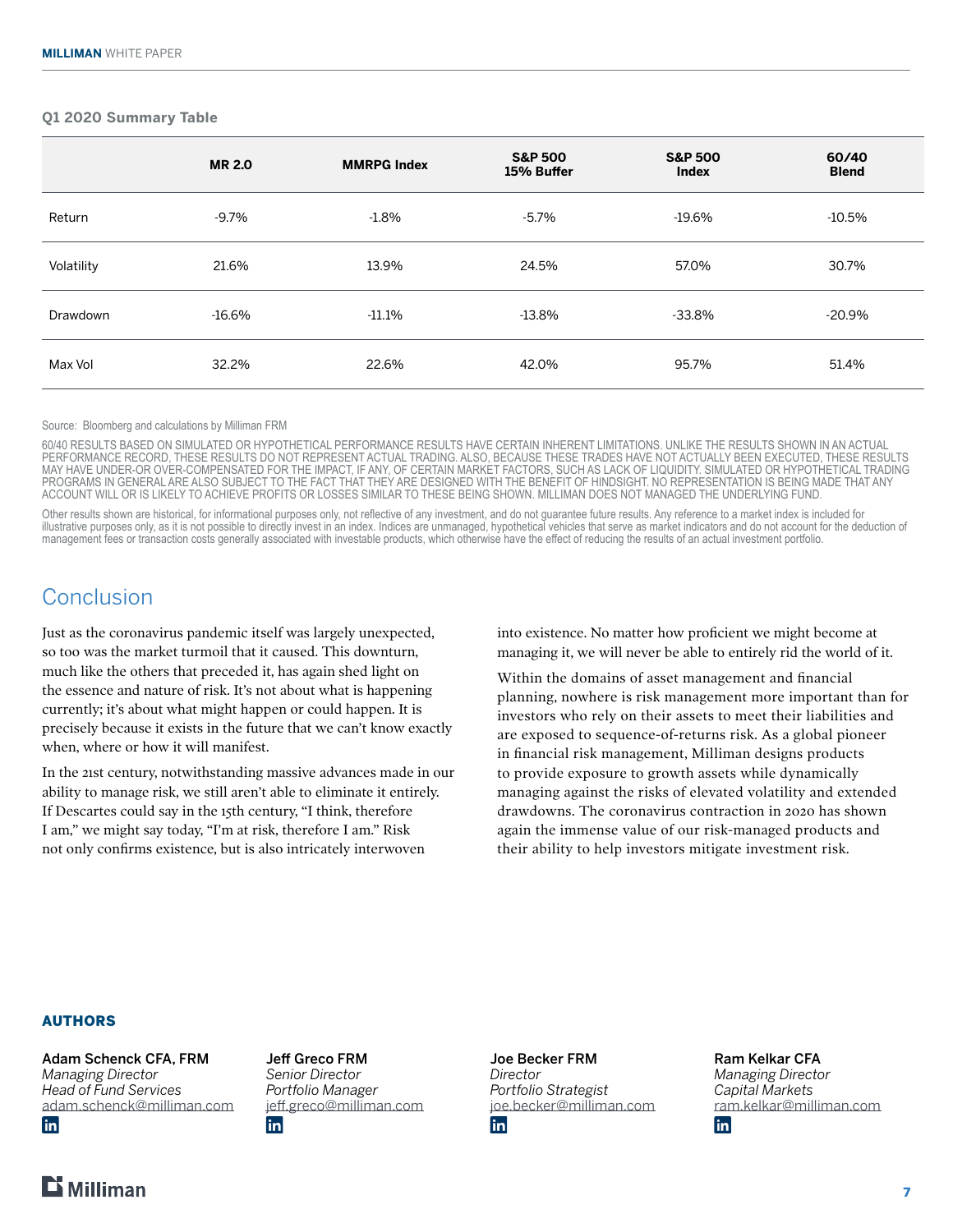**Q1 2020 Summary Table**

| | MR 2.0 | MMRPG Index | S&P 500 15% Buffer | S&P 500 Index | 60/40 Blend |
|---|---|---|---|---|---|
| Return | -9.7% | -1.8% | -5.7% | -19.6% | -10.5% |
| Volatility | 21.6% | 13.9% | 24.5% | 57.0% | 30.7% |
| Drawdown | -16.6% | -11.1% | -13.8% | -33.8% | -20.9% |
| Max Vol | 32.2% | 22.6% | 42.0% | 95.7% | 51.4% |

Source: Bloomberg and calculations by Milliman FRM

60/40 RESULTS BASED ON SIMULATED OR HYPOTHETICAL PERFORMANCE RESULTS HAVE CERTAIN INHERENT LIMITATIONS. UNLIKE THE RESULTS SHOWN IN AN ACTUAL PERFORMANCE RECORD, THESE RESULTS DO NOT REPRESENT ACTUAL TRADING. ALSO, BECAUSE THESE TRADES HAVE NOT ACTUALLY BEEN EXECUTED, THESE RESULTS MAY HAVE UNDER-OR OVER-COMPENSATED FOR THE IMPACT, IF ANY, OF CERTAIN MARKET FACTORS, SUCH AS LACK OF LIQUIDITY. SIMULATED OR HYPOTHETICAL TRADING PROGRAMS IN GENERAL ARE ALSO SUBJECT TO THE FACT THAT THEY ARE DESIGNED WITH THE BENEFIT OF HINDSIGHT. NO REPRESENTATION IS BEING MADE THAT ANY ACCOUNT WILL OR IS LIKELY TO ACHIEVE PROFITS OR LOSSES SIMILAR TO THESE BEING SHOWN. MILLIMAN DOES NOT MANAGED THE UNDERLYING FUND.

Other results shown are historical, for informational purposes only, not reflective of any investment, and do not guarantee future results. Any reference to a market index is included for illustrative purposes only, as it is not possible to directly invest in an index. Indices are unmanaged, hypothetical vehicles that serve as market indicators and do not account for the deduction of management fees or transaction costs generally associated with investable products, which otherwise have the effect of reducing the results of an actual investment portfolio.

## Conclusion

Just as the coronavirus pandemic itself was largely unexpected, so too was the market turmoil that it caused. This downturn, much like the others that preceded it, has again shed light on the essence and nature of risk. It's not about what is happening currently; it's about what might happen or could happen. It is precisely because it exists in the future that we can't know exactly when, where or how it will manifest.

In the 21st century, notwithstanding massive advances made in our ability to manage risk, we still aren't able to eliminate it entirely. If Descartes could say in the 15th century, "I think, therefore I am," we might say today, "I'm at risk, therefore I am." Risk not only confirms existence, but is also intricately interwoven into existence. No matter how proficient we might become at managing it, we will never be able to entirely rid the world of it.

Within the domains of asset management and financial planning, nowhere is risk management more important than for investors who rely on their assets to meet their liabilities and are exposed to sequence-of-returns risk. As a global pioneer in financial risk management, Milliman designs products to provide exposure to growth assets while dynamically managing against the risks of elevated volatility and extended drawdowns. The coronavirus contraction in 2020 has shown again the immense value of our risk-managed products and their ability to help investors mitigate investment risk.

**AUTHORS**

**Adam Schenck CFA, FRM**
*Managing Director*
*Head of Fund Services*
adam.schenck@milliman.com

**Jeff Greco FRM**
*Senior Director*
*Portfolio Manager*
jeff.greco@milliman.com

**Joe Becker FRM**
*Director*
*Portfolio Strategist*
joe.becker@milliman.com

**Ram Kelkar CFA**
*Managing Director*
*Capital Markets*
ram.kelkar@milliman.com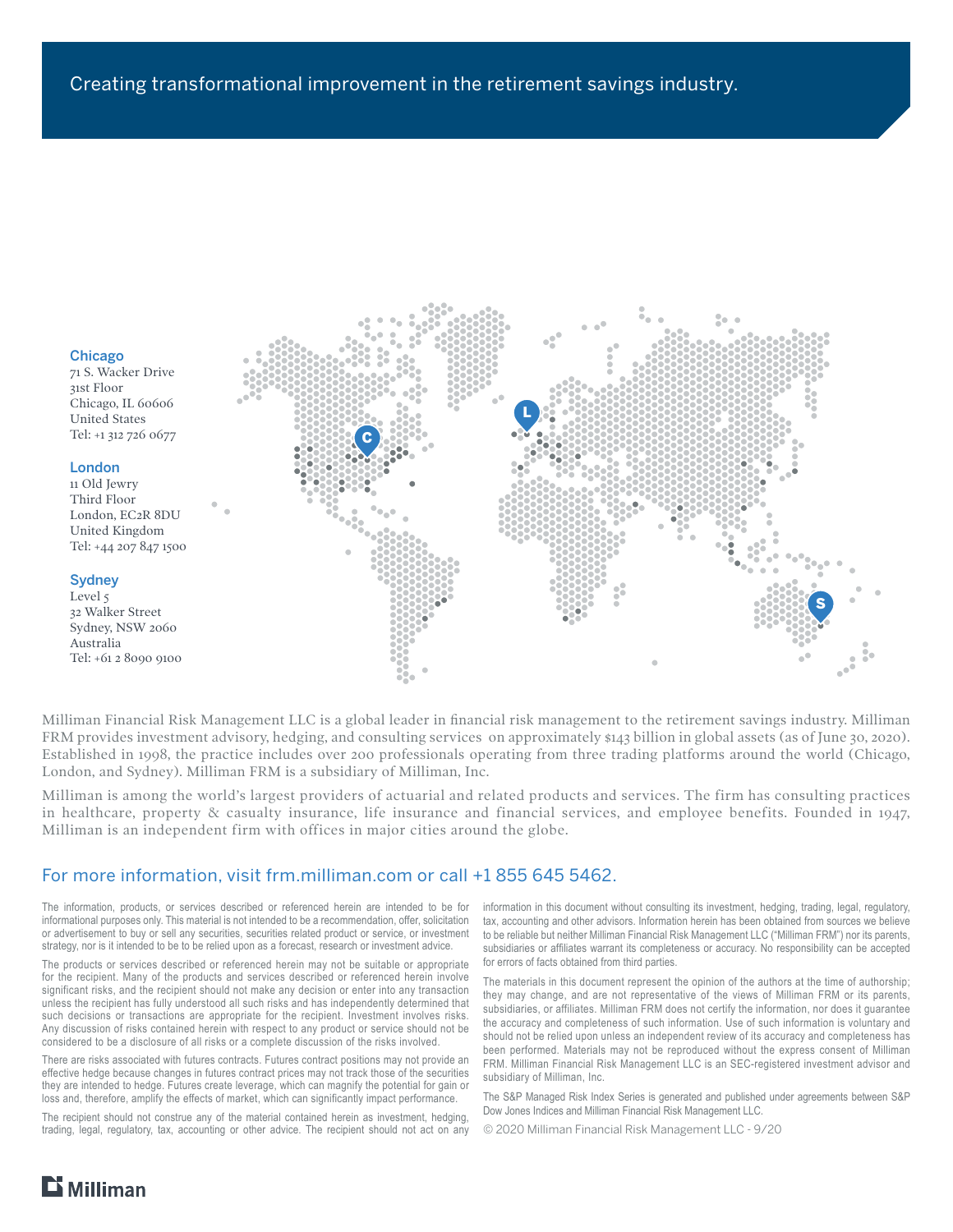Creating transformational improvement in the retirement savings industry.

**Chicago**
71 S. Wacker Drive
31st Floor
Chicago, IL 60606
United States
Tel: +1 312 726 0677

**London**
11 Old Jewry
Third Floor
London, EC2R 8DU
United Kingdom
Tel: +44 207 847 1500

**Sydney**
Level 5
32 Walker Street
Sydney, NSW 2060
Australia
Tel: +61 2 8090 9100

Milliman Financial Risk Management LLC is a global leader in financial risk management to the retirement savings industry. Milliman FRM provides investment advisory, hedging, and consulting services on approximately $143 billion in global assets (as of June 30, 2020). Established in 1998, the practice includes over 200 professionals operating from three trading platforms around the world (Chicago, London, and Sydney). Milliman FRM is a subsidiary of Milliman, Inc.

Milliman is among the world's largest providers of actuarial and related products and services. The firm has consulting practices in healthcare, property & casualty insurance, life insurance and financial services, and employee benefits. Founded in 1947, Milliman is an independent firm with offices in major cities around the globe.

## For more information, visit frm.milliman.com or call +1 855 645 5462.

The information, products, or services described or referenced herein are intended to be for informational purposes only. This material is not intended to be a recommendation, offer, solicitation or advertisement to buy or sell any securities, securities related product or service, or investment strategy, nor is it intended to be to be relied upon as a forecast, research or investment advice.

The products or services described or referenced herein may not be suitable or appropriate for the recipient. Many of the products and services described or referenced herein involve significant risks, and the recipient should not make any decision or enter into any transaction unless the recipient has fully understood all such risks and has independently determined that such decisions or transactions are appropriate for the recipient. Investment involves risks. Any discussion of risks contained herein with respect to any product or service should not be considered to be a disclosure of all risks or a complete discussion of the risks involved.

There are risks associated with futures contracts. Futures contract positions may not provide an effective hedge because changes in futures contract prices may not track those of the securities they are intended to hedge. Futures create leverage, which can magnify the potential for gain or loss and, therefore, amplify the effects of market, which can significantly impact performance.

The recipient should not construe any of the material contained herein as investment, hedging, trading, legal, regulatory, tax, accounting or other advice. The recipient should not act on any information in this document without consulting its investment, hedging, trading, legal, regulatory, tax, accounting and other advisors. Information herein has been obtained from sources we believe to be reliable but neither Milliman Financial Risk Management LLC ("Milliman FRM") nor its parents, subsidiaries or affiliates warrant its completeness or accuracy. No responsibility can be accepted for errors of facts obtained from third parties.

The materials in this document represent the opinion of the authors at the time of authorship; they may change, and are not representative of the views of Milliman FRM or its parents, subsidiaries, or affiliates. Milliman FRM does not certify the information, nor does it guarantee the accuracy and completeness of such information. Use of such information is voluntary and should not be relied upon unless an independent review of its accuracy and completeness has been performed. Materials may not be reproduced without the express consent of Milliman FRM. Milliman Financial Risk Management LLC is an SEC-registered investment advisor and subsidiary of Milliman, Inc.

The S&P Managed Risk Index Series is generated and published under agreements between S&P Dow Jones Indices and Milliman Financial Risk Management LLC.

© 2020 Milliman Financial Risk Management LLC - 9/20

Milliman